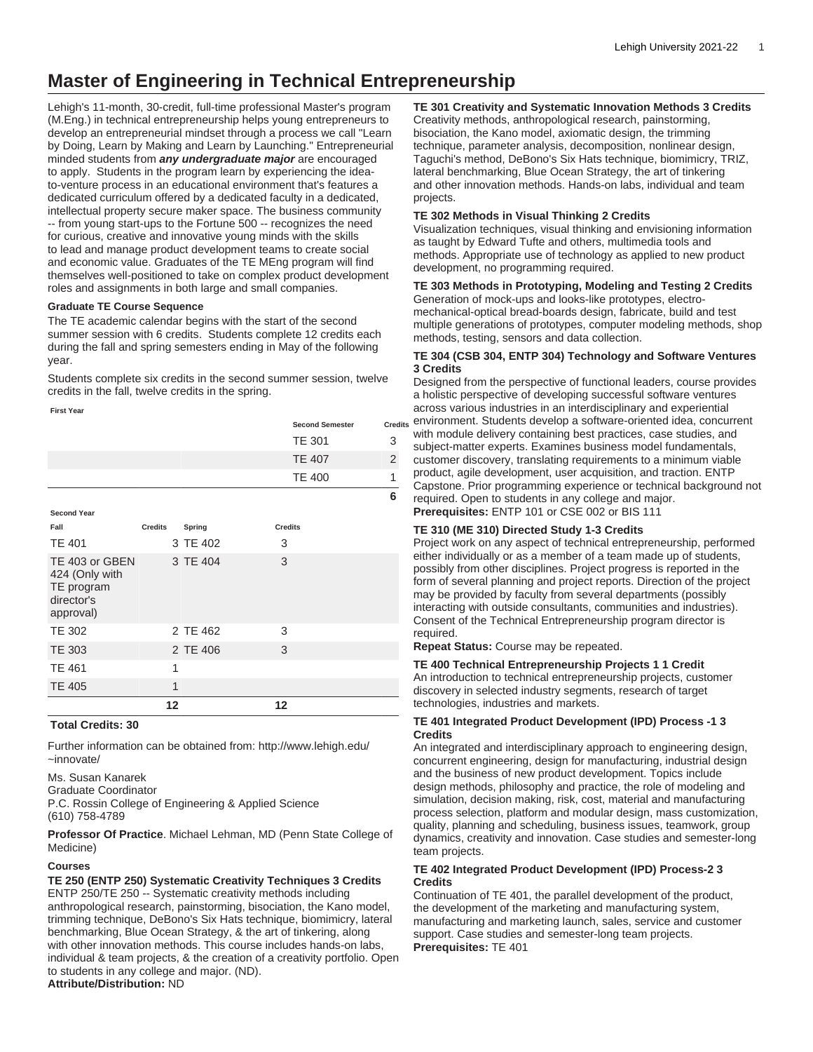# Master of Engineering in Technical Entrepreneurship

Lehigh's 11-month, 30-credit, full-time professional Master's program (M.Eng.) in technical entrepreneurship helps young entrepreneurs to develop an entrepreneurial mindset through a process we call "Learn by Doing, Learn by Making and Learn by Launching." Entrepreneurial minded students from ***any undergraduate major*** are encouraged to apply. Students in the program learn by experiencing the idea-to-venture process in an educational environment that's features a dedicated curriculum offered by a dedicated faculty in a dedicated, intellectual property secure maker space. The business community -- from young start-ups to the Fortune 500 -- recognizes the need for curious, creative and innovative young minds with the skills to lead and manage product development teams to create social and economic value. Graduates of the TE MEng program will find themselves well-positioned to take on complex product development roles and assignments in both large and small companies.

#### Graduate TE Course Sequence

The TE academic calendar begins with the start of the second summer session with 6 credits. Students complete 12 credits each during the fall and spring semesters ending in May of the following year.

Students complete six credits in the second summer session, twelve credits in the fall, twelve credits in the spring.

**First Year**

| | | Second Semester | Credits |
|---|---|---|---|
| | | TE 301 | 3 |
| | | TE 407 | 2 |
| | | TE 400 | 1 |
| | | | 6 |

**Second Year**

| Fall | Credits | Spring | Credits |
|---|---|---|---|
| TE 401 | 3 | TE 402 | 3 |
| TE 403 or GBEN 424 (Only with TE program director's approval) | 3 | TE 404 | 3 |
| TE 302 | 2 | TE 462 | 3 |
| TE 303 | 2 | TE 406 | 3 |
| TE 461 | 1 | | |
| TE 405 | 1 | | |
| | 12 | | 12 |

**Total Credits: 30**

Further information can be obtained from: http://www.lehigh.edu/~innovate/

Ms. Susan Kanarek
Graduate Coordinator
P.C. Rossin College of Engineering & Applied Science
(610) 758-4789

**Professor Of Practice**. Michael Lehman, MD (Penn State College of Medicine)

#### Courses

**TE 250 (ENTP 250) Systematic Creativity Techniques 3 Credits**
ENTP 250/TE 250 -- Systematic creativity methods including anthropological research, painstorming, bisociation, the Kano model, trimming technique, DeBono's Six Hats technique, biomimicry, lateral benchmarking, Blue Ocean Strategy, & the art of tinkering, along with other innovation methods. This course includes hands-on labs, individual & team projects, & the creation of a creativity portfolio. Open to students in any college and major. (ND).
**Attribute/Distribution:** ND

**TE 301 Creativity and Systematic Innovation Methods 3 Credits**
Creativity methods, anthropological research, painstorming, bisociation, the Kano model, axiomatic design, the trimming technique, parameter analysis, decomposition, nonlinear design, Taguchi's method, DeBono's Six Hats technique, TRIZ, lateral benchmarking, Blue Ocean Strategy, the art of tinkering and other innovation methods. Hands-on labs, individual and team projects.

**TE 302 Methods in Visual Thinking 2 Credits**
Visualization techniques, visual thinking and envisioning information as taught by Edward Tufte and others, multimedia tools and methods. Appropriate use of technology as applied to new product development, no programming required.

**TE 303 Methods in Prototyping, Modeling and Testing 2 Credits**
Generation of mock-ups and looks-like prototypes, electro-mechanical-optical bread-boards design, fabricate, build and test multiple generations of prototypes, computer modeling methods, shop methods, testing, sensors and data collection.

**TE 304 (CSB 304, ENTP 304) Technology and Software Ventures 3 Credits**
Designed from the perspective of functional leaders, course provides a holistic perspective of developing successful software ventures across various industries in an interdisciplinary and experiential environment. Students develop a software-oriented idea, concurrent with module delivery containing best practices, case studies, and subject-matter experts. Examines business model fundamentals, customer discovery, translating requirements to a minimum viable product, agile development, user acquisition, and traction. ENTP Capstone. Prior programming experience or technical background not required. Open to students in any college and major.
**Prerequisites:** ENTP 101 or CSE 002 or BIS 111

**TE 310 (ME 310) Directed Study 1-3 Credits**
Project work on any aspect of technical entrepreneurship, performed either individually or as a member of a team made up of students, possibly from other disciplines. Project progress is reported in the form of several planning and project reports. Direction of the project may be provided by faculty from several departments (possibly interacting with outside consultants, communities and industries). Consent of the Technical Entrepreneurship program director is required.
**Repeat Status:** Course may be repeated.

**TE 400 Technical Entrepreneurship Projects 1 1 Credit**
An introduction to technical entrepreneurship projects, customer discovery in selected industry segments, research of target technologies, industries and markets.

**TE 401 Integrated Product Development (IPD) Process -1 3 Credits**
An integrated and interdisciplinary approach to engineering design, concurrent engineering, design for manufacturing, industrial design and the business of new product development. Topics include design methods, philosophy and practice, the role of modeling and simulation, decision making, risk, cost, material and manufacturing process selection, platform and modular design, mass customization, quality, planning and scheduling, business issues, teamwork, group dynamics, creativity and innovation. Case studies and semester-long team projects.

**TE 402 Integrated Product Development (IPD) Process-2 3 Credits**
Continuation of TE 401, the parallel development of the product, the development of the marketing and manufacturing system, manufacturing and marketing launch, sales, service and customer support. Case studies and semester-long team projects.
**Prerequisites:** TE 401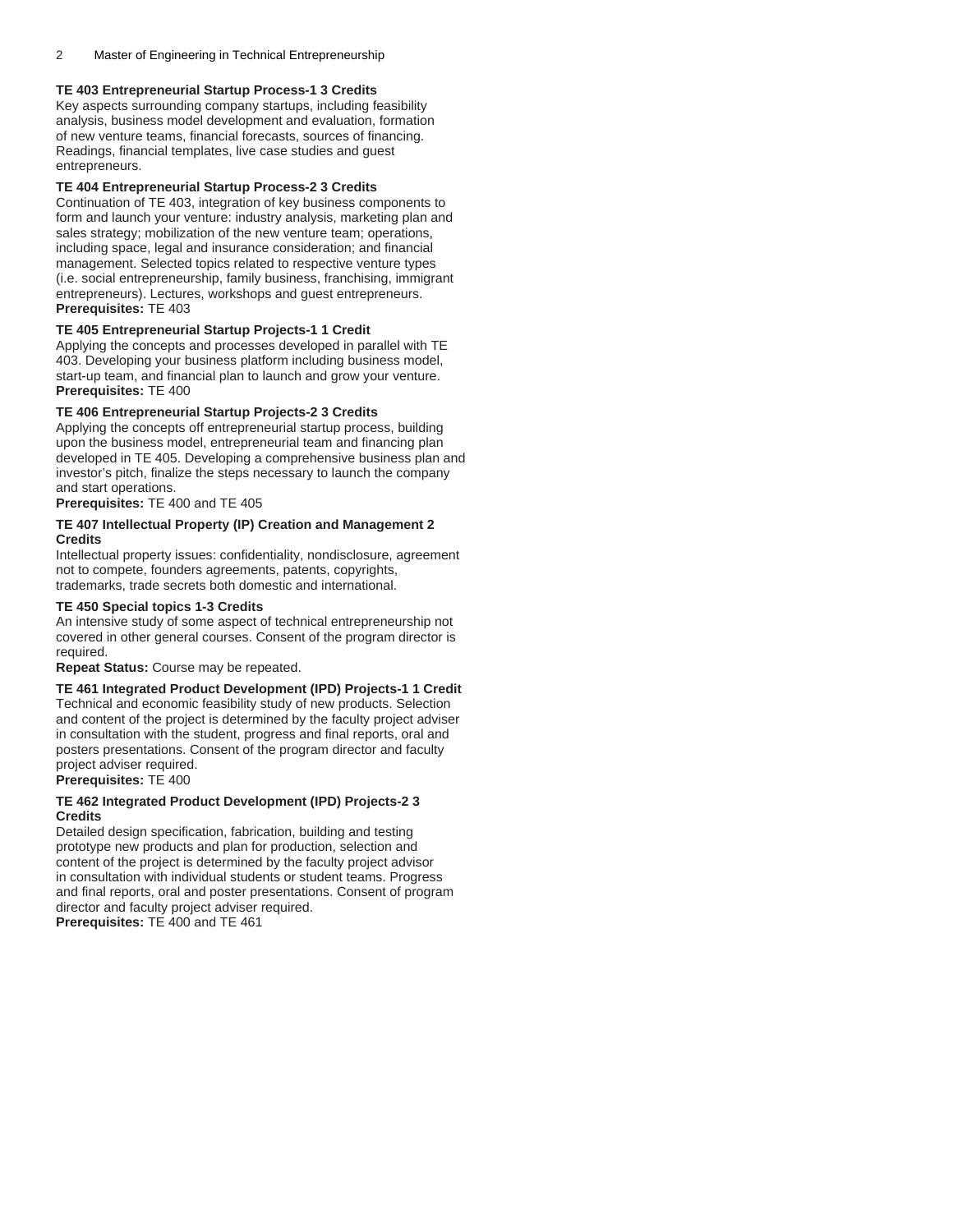**TE 403 Entrepreneurial Startup Process-1 3 Credits**
Key aspects surrounding company startups, including feasibility analysis, business model development and evaluation, formation of new venture teams, financial forecasts, sources of financing. Readings, financial templates, live case studies and guest entrepreneurs.

**TE 404 Entrepreneurial Startup Process-2 3 Credits**
Continuation of TE 403, integration of key business components to form and launch your venture: industry analysis, marketing plan and sales strategy; mobilization of the new venture team; operations, including space, legal and insurance consideration; and financial management. Selected topics related to respective venture types (i.e. social entrepreneurship, family business, franchising, immigrant entrepreneurs). Lectures, workshops and guest entrepreneurs.
**Prerequisites:** TE 403

**TE 405 Entrepreneurial Startup Projects-1 1 Credit**
Applying the concepts and processes developed in parallel with TE 403. Developing your business platform including business model, start-up team, and financial plan to launch and grow your venture.
**Prerequisites:** TE 400

**TE 406 Entrepreneurial Startup Projects-2 3 Credits**
Applying the concepts off entrepreneurial startup process, building upon the business model, entrepreneurial team and financing plan developed in TE 405. Developing a comprehensive business plan and investor's pitch, finalize the steps necessary to launch the company and start operations.
**Prerequisites:** TE 400 and TE 405

**TE 407 Intellectual Property (IP) Creation and Management 2 Credits**
Intellectual property issues: confidentiality, nondisclosure, agreement not to compete, founders agreements, patents, copyrights, trademarks, trade secrets both domestic and international.

**TE 450 Special topics 1-3 Credits**
An intensive study of some aspect of technical entrepreneurship not covered in other general courses. Consent of the program director is required.
**Repeat Status:** Course may be repeated.

**TE 461 Integrated Product Development (IPD) Projects-1 1 Credit**
Technical and economic feasibility study of new products. Selection and content of the project is determined by the faculty project adviser in consultation with the student, progress and final reports, oral and posters presentations. Consent of the program director and faculty project adviser required.
**Prerequisites:** TE 400

**TE 462 Integrated Product Development (IPD) Projects-2 3 Credits**
Detailed design specification, fabrication, building and testing prototype new products and plan for production, selection and content of the project is determined by the faculty project advisor in consultation with individual students or student teams. Progress and final reports, oral and poster presentations. Consent of program director and faculty project adviser required.
**Prerequisites:** TE 400 and TE 461